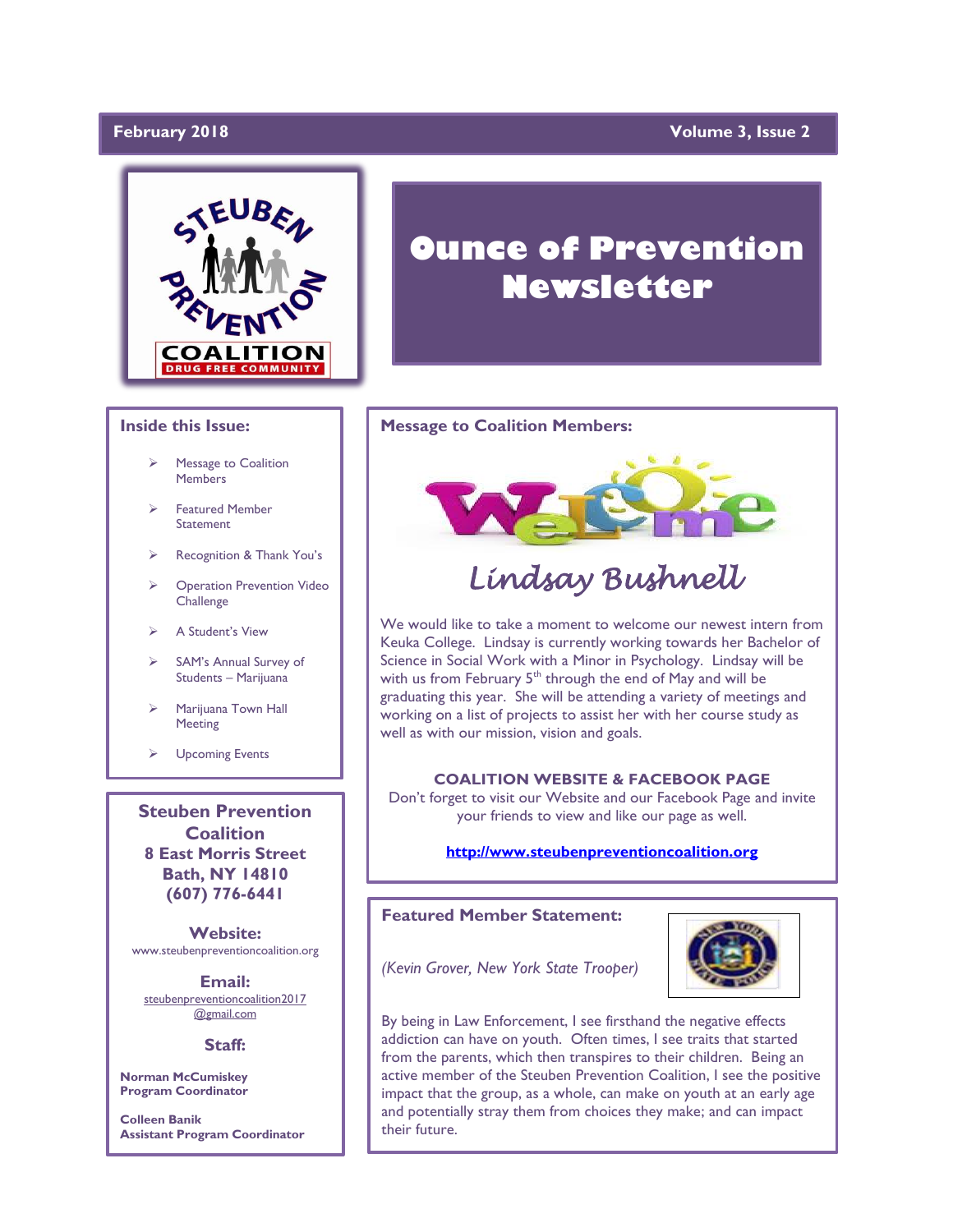February 2018 Volume 3, Issue 2

# Ounce of Prevention Newsletter

## Inside this Issue:

- Message to Coalition Members
- Featured Member Statement
- Recognition & Thank You's
- Operation Prevention Video Challenge
- A Student's View
- SAM's Annual Survey of Students – Marijuana
- Marijuana Town Hall Meeting
- Upcoming Events

## Message to Coalition Members:

Welcome

*Lindsay Bushnell*

We would like to take a moment to welcome our newest intern from Keuka College. Lindsay is currently working towards her Bachelor of Science in Social Work with a Minor in Psychology. Lindsay will be with us from February 5th through the end of May and will be graduating this year. She will be attending a variety of meetings and working on a list of projects to assist her with her course study as well as with our mission, vision and goals.

**COALITION WEBSITE & FACEBOOK PAGE**

Don't forget to visit our Website and our Facebook Page and invite your friends to view and like our page as well.

http://www.steubenpreventioncoalition.org

## Featured Member Statement:

*(Kevin Grover, New York State Trooper)*

By being in Law Enforcement, I see firsthand the negative effects addiction can have on youth. Often times, I see traits that started from the parents, which then transpires to their children. Being an active member of the Steuben Prevention Coalition, I see the positive impact that the group, as a whole, can make on youth at an early age and potentially stray them from choices they make; and can impact their future.

**Steuben Prevention Coalition**
**8 East Morris Street**
**Bath, NY 14810**
**(607) 776-6441**

**Website:**
www.steubenpreventioncoalition.org

**Email:**
steubenpreventioncoalition2017@gmail.com

**Staff:**

**Norman McCumiskey**
**Program Coordinator**

**Colleen Banik**
**Assistant Program Coordinator**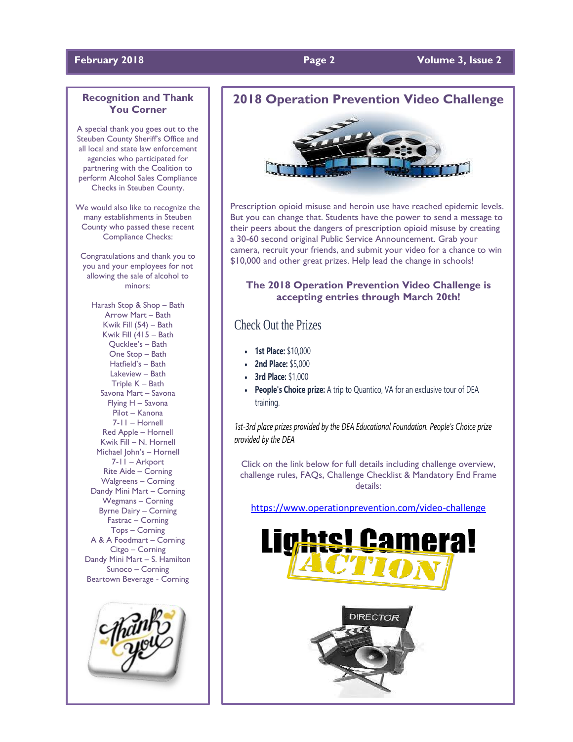## Recognition and Thank You Corner

A special thank you goes out to the Steuben County Sheriff's Office and all local and state law enforcement agencies who participated for partnering with the Coalition to perform Alcohol Sales Compliance Checks in Steuben County.

We would also like to recognize the many establishments in Steuben County who passed these recent Compliance Checks:

Congratulations and thank you to you and your employees for not allowing the sale of alcohol to minors:

Harash Stop & Shop – Bath
Arrow Mart – Bath
Kwik Fill (54) – Bath
Kwik Fill (415 – Bath
Qucklee's – Bath
One Stop – Bath
Hatfield's – Bath
Lakeview – Bath
Triple K – Bath
Savona Mart – Savona
Flying H – Savona
Pilot – Kanona
7-11 – Hornell
Red Apple – Hornell
Kwik Fill – N. Hornell
Michael John's – Hornell
7-11 – Arkport
Rite Aide – Corning
Walgreens – Corning
Dandy Mini Mart – Corning
Wegmans – Corning
Byrne Dairy – Corning
Fastrac – Corning
Tops – Corning
A & A Foodmart – Corning
Citgo – Corning
Dandy Mini Mart – S. Hamilton
Sunoco – Corning
Beartown Beverage - Corning

## 2018 Operation Prevention Video Challenge

Prescription opioid misuse and heroin use have reached epidemic levels. But you can change that. Students have the power to send a message to their peers about the dangers of prescription opioid misuse by creating a 30-60 second original Public Service Announcement. Grab your camera, recruit your friends, and submit your video for a chance to win $10,000 and other great prizes. Help lead the change in schools!

**The 2018 Operation Prevention Video Challenge is accepting entries through March 20th!**

### Check Out the Prizes

- **1st Place:** $10,000
- **2nd Place:** $5,000
- **3rd Place:** $1,000
- **People's Choice prize:** A trip to Quantico, VA for an exclusive tour of DEA training.

*1st-3rd place prizes provided by the DEA Educational Foundation. People's Choice prize provided by the DEA*

Click on the link below for full details including challenge overview, challenge rules, FAQs, Challenge Checklist & Mandatory End Frame details:

https://www.operationprevention.com/video-challenge

Lights! Camera! ACTION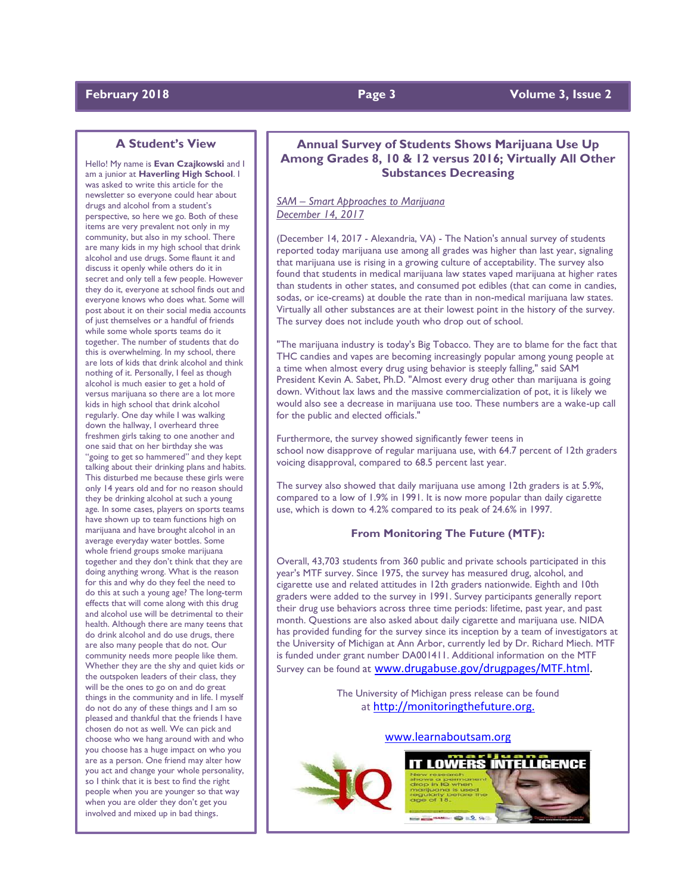## A Student's View

Hello! My name is **Evan Czajkowski** and I am a junior at **Haverling High School**. I was asked to write this article for the newsletter so everyone could hear about drugs and alcohol from a student's perspective, so here we go. Both of these items are very prevalent not only in my community, but also in my school. There are many kids in my high school that drink alcohol and use drugs. Some flaunt it and discuss it openly while others do it in secret and only tell a few people. However they do it, everyone at school finds out and everyone knows who does what. Some will post about it on their social media accounts of just themselves or a handful of friends while some whole sports teams do it together. The number of students that do this is overwhelming. In my school, there are lots of kids that drink alcohol and think nothing of it. Personally, I feel as though alcohol is much easier to get a hold of versus marijuana so there are a lot more kids in high school that drink alcohol regularly. One day while I was walking down the hallway, I overheard three freshmen girls taking to one another and one said that on her birthday she was "going to get so hammered" and they kept talking about their drinking plans and habits. This disturbed me because these girls were only 14 years old and for no reason should they be drinking alcohol at such a young age. In some cases, players on sports teams have shown up to team functions high on marijuana and have brought alcohol in an average everyday water bottles. Some whole friend groups smoke marijuana together and they don't think that they are doing anything wrong. What is the reason for this and why do they feel the need to do this at such a young age? The long-term effects that will come along with this drug and alcohol use will be detrimental to their health. Although there are many teens that do drink alcohol and do use drugs, there are also many people that do not. Our community needs more people like them. Whether they are the shy and quiet kids or the outspoken leaders of their class, they will be the ones to go on and do great things in the community and in life. I myself do not do any of these things and I am so pleased and thankful that the friends I have chosen do not as well. We can pick and choose who we hang around with and who you choose has a huge impact on who you are as a person. One friend may alter how you act and change your whole personality, so I think that it is best to find the right people when you are younger so that way when you are older they don't get you involved and mixed up in bad things.

## Annual Survey of Students Shows Marijuana Use Up Among Grades 8, 10 & 12 versus 2016; Virtually All Other Substances Decreasing

*SAM – Smart Approaches to Marijuana*
*December 14, 2017*

(December 14, 2017 - Alexandria, VA) - The Nation's annual survey of students reported today marijuana use among all grades was higher than last year, signaling that marijuana use is rising in a growing culture of acceptability. The survey also found that students in medical marijuana law states vaped marijuana at higher rates than students in other states, and consumed pot edibles (that can come in candies, sodas, or ice-creams) at double the rate than in non-medical marijuana law states. Virtually all other substances are at their lowest point in the history of the survey. The survey does not include youth who drop out of school.

"The marijuana industry is today's Big Tobacco. They are to blame for the fact that THC candies and vapes are becoming increasingly popular among young people at a time when almost every drug using behavior is steeply falling," said SAM President Kevin A. Sabet, Ph.D. "Almost every drug other than marijuana is going down. Without lax laws and the massive commercialization of pot, it is likely we would also see a decrease in marijuana use too. These numbers are a wake-up call for the public and elected officials."

Furthermore, the survey showed significantly fewer teens in school now disapprove of regular marijuana use, with 64.7 percent of 12th graders voicing disapproval, compared to 68.5 percent last year.

The survey also showed that daily marijuana use among 12th graders is at 5.9%, compared to a low of 1.9% in 1991. It is now more popular than daily cigarette use, which is down to 4.2% compared to its peak of 24.6% in 1997.

### From Monitoring The Future (MTF):

Overall, 43,703 students from 360 public and private schools participated in this year's MTF survey. Since 1975, the survey has measured drug, alcohol, and cigarette use and related attitudes in 12th graders nationwide. Eighth and 10th graders were added to the survey in 1991. Survey participants generally report their drug use behaviors across three time periods: lifetime, past year, and past month. Questions are also asked about daily cigarette and marijuana use. NIDA has provided funding for the survey since its inception by a team of investigators at the University of Michigan at Ann Arbor, currently led by Dr. Richard Miech. MTF is funded under grant number DA001411. Additional information on the MTF Survey can be found at www.drugabuse.gov/drugpages/MTF.html.

The University of Michigan press release can be found at http://monitoringthefuture.org.

www.learnaboutsam.org

marijuana IT LOWERS INTELLIGENCE

New research shows a permanent drop in IQ when marijuana is used regularly before the age of 18.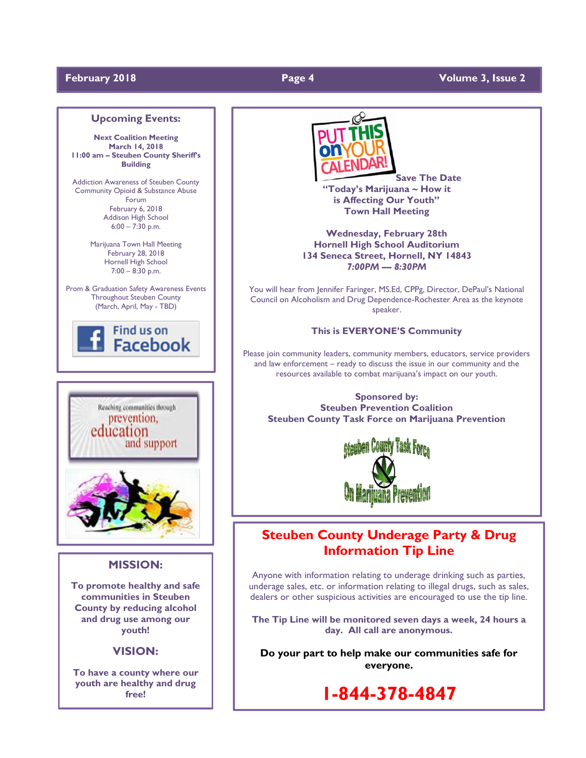## Upcoming Events:

**Next Coalition Meeting**
**March 14, 2018**
**11:00 am – Steuben County Sheriff's Building**

Addiction Awareness of Steuben County Community Opioid & Substance Abuse Forum
February 6, 2018
Addison High School
6:00 – 7:30 p.m.

Marijuana Town Hall Meeting
February 28, 2018
Hornell High School
7:00 – 8:30 p.m.

Prom & Graduation Safety Awareness Events Throughout Steuben County
(March, April, May - TBD)

Find us on Facebook

Reaching communities through prevention, education and support

## MISSION:

**To promote healthy and safe communities in Steuben County by reducing alcohol and drug use among our youth!**

## VISION:

**To have a county where our youth are healthy and drug free!**

PUT THIS on YOUR CALENDAR!

**Save The Date**
**"Today's Marijuana ~ How it is Affecting Our Youth"**
**Town Hall Meeting**

**Wednesday, February 28th**
**Hornell High School Auditorium**
**134 Seneca Street, Hornell, NY 14843**
***7:00PM — 8:30PM***

You will hear from Jennifer Faringer, MS.Ed, CPPg, Director, DePaul's National Council on Alcoholism and Drug Dependence-Rochester Area as the keynote speaker.

**This is EVERYONE'S Community**

Please join community leaders, community members, educators, service providers and law enforcement – ready to discuss the issue in our community and the resources available to combat marijuana's impact on our youth.

**Sponsored by:**
**Steuben Prevention Coalition**
**Steuben County Task Force on Marijuana Prevention**

Steuben County Task Force On Marijuana Prevention

## Steuben County Underage Party & Drug Information Tip Line

Anyone with information relating to underage drinking such as parties, underage sales, etc. or information relating to illegal drugs, such as sales, dealers or other suspicious activities are encouraged to use the tip line.

**The Tip Line will be monitored seven days a week, 24 hours a day. All call are anonymous.**

**Do your part to help make our communities safe for everyone.**

# 1-844-378-4847